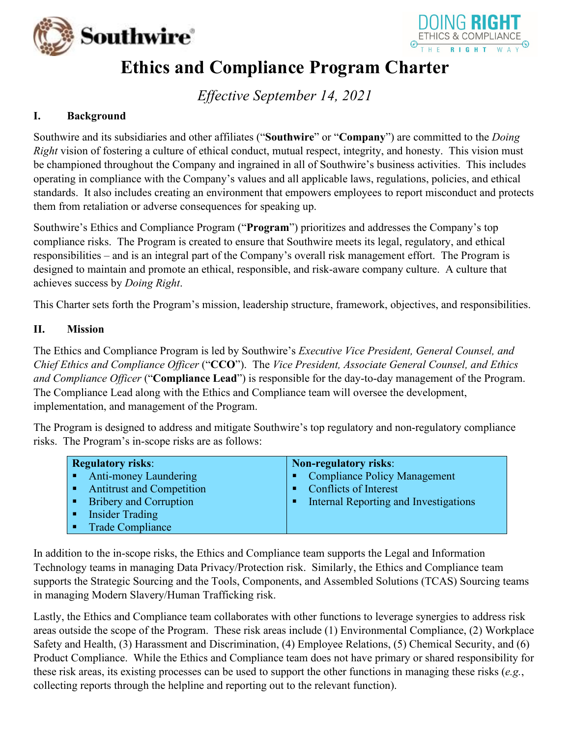# Ethics and Compliance Program Charter

*Effective September 14, 2021*

## I. Background

Southwire and its subsidiaries and other affiliates ("**Southwire**" or "**Company**") are committed to the *Doing Right* vision of fostering a culture of ethical conduct, mutual respect, integrity, and honesty. This vision must be championed throughout the Company and ingrained in all of Southwire's business activities. This includes operating in compliance with the Company's values and all applicable laws, regulations, policies, and ethical standards. It also includes creating an environment that empowers employees to report misconduct and protects them from retaliation or adverse consequences for speaking up.

Southwire's Ethics and Compliance Program ("**Program**") prioritizes and addresses the Company's top compliance risks. The Program is created to ensure that Southwire meets its legal, regulatory, and ethical responsibilities – and is an integral part of the Company's overall risk management effort. The Program is designed to maintain and promote an ethical, responsible, and risk-aware company culture. A culture that achieves success by *Doing Right*.

This Charter sets forth the Program's mission, leadership structure, framework, objectives, and responsibilities.

## II. Mission

The Ethics and Compliance Program is led by Southwire's *Executive Vice President, General Counsel, and Chief Ethics and Compliance Officer* ("**CCO**"). The *Vice President, Associate General Counsel, and Ethics and Compliance Officer* ("**Compliance Lead**") is responsible for the day-to-day management of the Program. The Compliance Lead along with the Ethics and Compliance team will oversee the development, implementation, and management of the Program.

The Program is designed to address and mitigate Southwire's top regulatory and non-regulatory compliance risks. The Program's in-scope risks are as follows:

| **Regulatory risks**: | **Non-regulatory risks**: |
| --- | --- |
| ▪ Anti-money Laundering | ▪ Compliance Policy Management |
| ▪ Antitrust and Competition | ▪ Conflicts of Interest |
| ▪ Bribery and Corruption | ▪ Internal Reporting and Investigations |
| ▪ Insider Trading | |
| ▪ Trade Compliance | |

In addition to the in-scope risks, the Ethics and Compliance team supports the Legal and Information Technology teams in managing Data Privacy/Protection risk. Similarly, the Ethics and Compliance team supports the Strategic Sourcing and the Tools, Components, and Assembled Solutions (TCAS) Sourcing teams in managing Modern Slavery/Human Trafficking risk.

Lastly, the Ethics and Compliance team collaborates with other functions to leverage synergies to address risk areas outside the scope of the Program. These risk areas include (1) Environmental Compliance, (2) Workplace Safety and Health, (3) Harassment and Discrimination, (4) Employee Relations, (5) Chemical Security, and (6) Product Compliance. While the Ethics and Compliance team does not have primary or shared responsibility for these risk areas, its existing processes can be used to support the other functions in managing these risks (*e.g.*, collecting reports through the helpline and reporting out to the relevant function).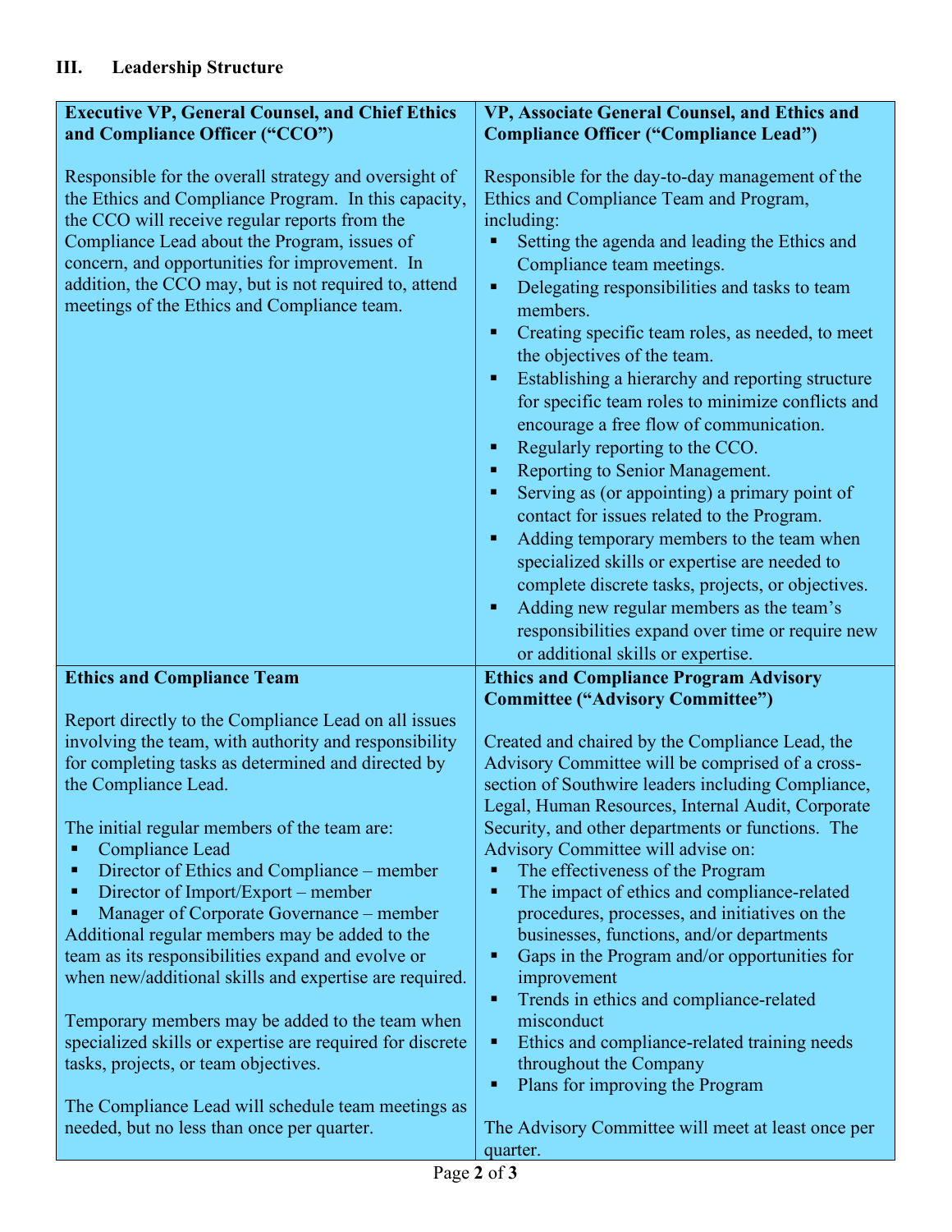## III. Leadership Structure

**Executive VP, General Counsel, and Chief Ethics and Compliance Officer ("CCO")**

Responsible for the overall strategy and oversight of the Ethics and Compliance Program. In this capacity, the CCO will receive regular reports from the Compliance Lead about the Program, issues of concern, and opportunities for improvement. In addition, the CCO may, but is not required to, attend meetings of the Ethics and Compliance team.

**VP, Associate General Counsel, and Ethics and Compliance Officer ("Compliance Lead")**

Responsible for the day-to-day management of the Ethics and Compliance Team and Program, including:

- Setting the agenda and leading the Ethics and Compliance team meetings.
- Delegating responsibilities and tasks to team members.
- Creating specific team roles, as needed, to meet the objectives of the team.
- Establishing a hierarchy and reporting structure for specific team roles to minimize conflicts and encourage a free flow of communication.
- Regularly reporting to the CCO.
- Reporting to Senior Management.
- Serving as (or appointing) a primary point of contact for issues related to the Program.
- Adding temporary members to the team when specialized skills or expertise are needed to complete discrete tasks, projects, or objectives.
- Adding new regular members as the team's responsibilities expand over time or require new or additional skills or expertise.

**Ethics and Compliance Team**

Report directly to the Compliance Lead on all issues involving the team, with authority and responsibility for completing tasks as determined and directed by the Compliance Lead.

The initial regular members of the team are:

- Compliance Lead
- Director of Ethics and Compliance – member
- Director of Import/Export – member
- Manager of Corporate Governance – member

Additional regular members may be added to the team as its responsibilities expand and evolve or when new/additional skills and expertise are required.

Temporary members may be added to the team when specialized skills or expertise are required for discrete tasks, projects, or team objectives.

The Compliance Lead will schedule team meetings as needed, but no less than once per quarter.

**Ethics and Compliance Program Advisory Committee ("Advisory Committee")**

Created and chaired by the Compliance Lead, the Advisory Committee will be comprised of a cross-section of Southwire leaders including Compliance, Legal, Human Resources, Internal Audit, Corporate Security, and other departments or functions. The Advisory Committee will advise on:

- The effectiveness of the Program
- The impact of ethics and compliance-related procedures, processes, and initiatives on the businesses, functions, and/or departments
- Gaps in the Program and/or opportunities for improvement
- Trends in ethics and compliance-related misconduct
- Ethics and compliance-related training needs throughout the Company
- Plans for improving the Program

The Advisory Committee will meet at least once per quarter.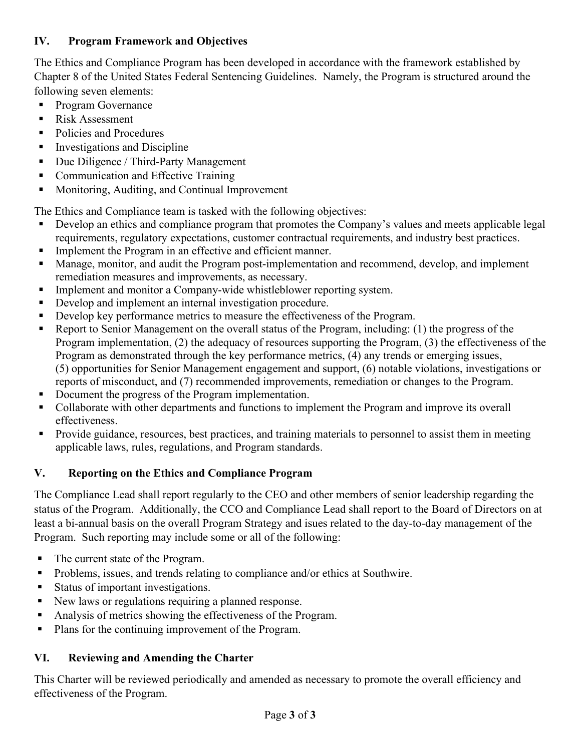## IV. Program Framework and Objectives

The Ethics and Compliance Program has been developed in accordance with the framework established by Chapter 8 of the United States Federal Sentencing Guidelines. Namely, the Program is structured around the following seven elements:

- Program Governance
- Risk Assessment
- Policies and Procedures
- Investigations and Discipline
- Due Diligence / Third-Party Management
- Communication and Effective Training
- Monitoring, Auditing, and Continual Improvement

The Ethics and Compliance team is tasked with the following objectives:

- Develop an ethics and compliance program that promotes the Company's values and meets applicable legal requirements, regulatory expectations, customer contractual requirements, and industry best practices.
- Implement the Program in an effective and efficient manner.
- Manage, monitor, and audit the Program post-implementation and recommend, develop, and implement remediation measures and improvements, as necessary.
- Implement and monitor a Company-wide whistleblower reporting system.
- Develop and implement an internal investigation procedure.
- Develop key performance metrics to measure the effectiveness of the Program.
- Report to Senior Management on the overall status of the Program, including: (1) the progress of the Program implementation, (2) the adequacy of resources supporting the Program, (3) the effectiveness of the Program as demonstrated through the key performance metrics, (4) any trends or emerging issues, (5) opportunities for Senior Management engagement and support, (6) notable violations, investigations or reports of misconduct, and (7) recommended improvements, remediation or changes to the Program.
- Document the progress of the Program implementation.
- Collaborate with other departments and functions to implement the Program and improve its overall effectiveness.
- Provide guidance, resources, best practices, and training materials to personnel to assist them in meeting applicable laws, rules, regulations, and Program standards.

## V. Reporting on the Ethics and Compliance Program

The Compliance Lead shall report regularly to the CEO and other members of senior leadership regarding the status of the Program. Additionally, the CCO and Compliance Lead shall report to the Board of Directors on at least a bi-annual basis on the overall Program Strategy and isues related to the day-to-day management of the Program. Such reporting may include some or all of the following:

- The current state of the Program.
- Problems, issues, and trends relating to compliance and/or ethics at Southwire.
- Status of important investigations.
- New laws or regulations requiring a planned response.
- Analysis of metrics showing the effectiveness of the Program.
- Plans for the continuing improvement of the Program.

## VI. Reviewing and Amending the Charter

This Charter will be reviewed periodically and amended as necessary to promote the overall efficiency and effectiveness of the Program.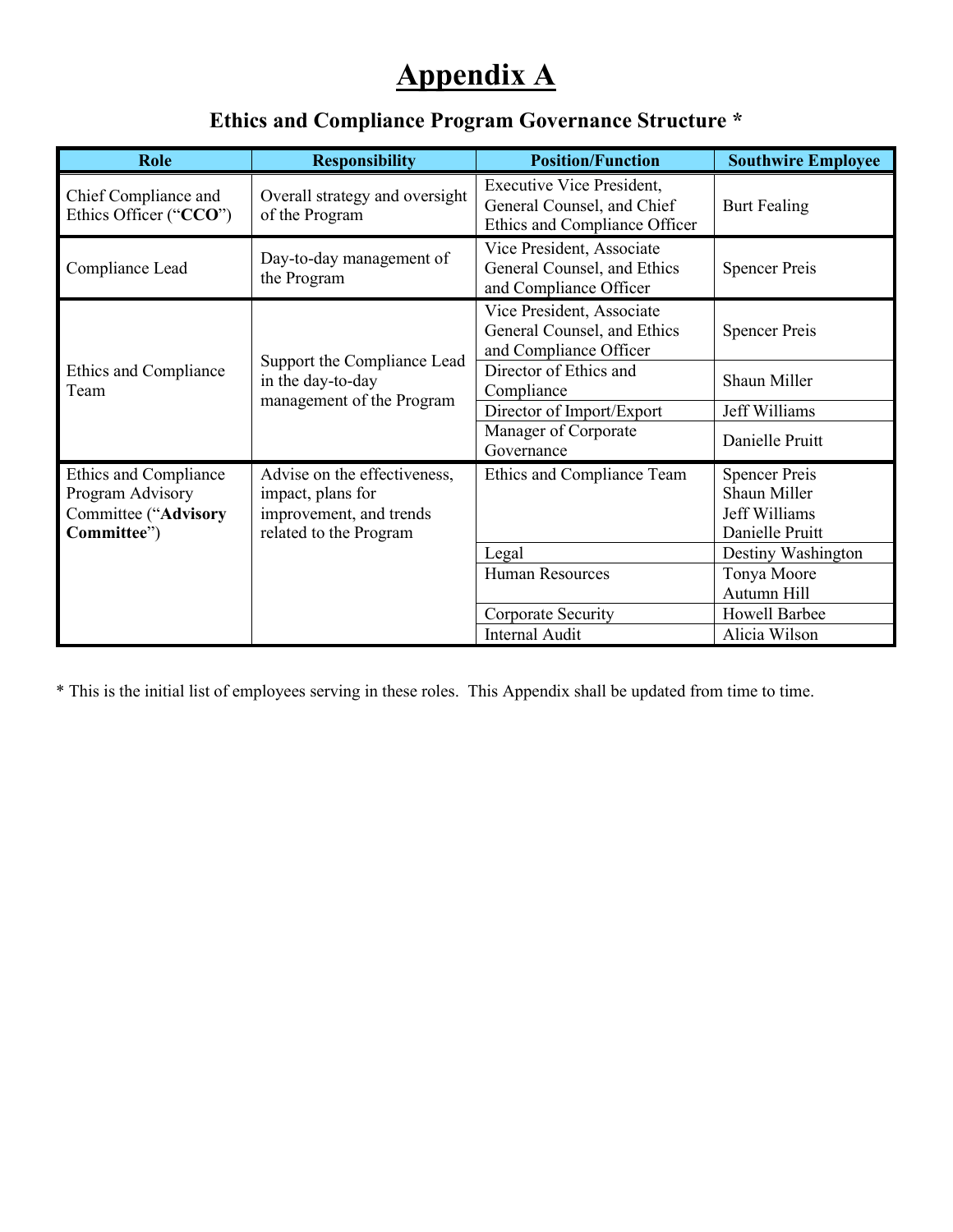# Appendix A

## Ethics and Compliance Program Governance Structure *

| Role | Responsibility | Position/Function | Southwire Employee |
|---|---|---|---|
| Chief Compliance and Ethics Officer ("**CCO**") | Overall strategy and oversight of the Program | Executive Vice President, General Counsel, and Chief Ethics and Compliance Officer | Burt Fealing |
| Compliance Lead | Day-to-day management of the Program | Vice President, Associate General Counsel, and Ethics and Compliance Officer | Spencer Preis |
| Ethics and Compliance Team | Support the Compliance Lead in the day-to-day management of the Program | Vice President, Associate General Counsel, and Ethics and Compliance Officer | Spencer Preis |
| | | Director of Ethics and Compliance | Shaun Miller |
| | | Director of Import/Export | Jeff Williams |
| | | Manager of Corporate Governance | Danielle Pruitt |
| Ethics and Compliance Program Advisory Committee ("**Advisory Committee**") | Advise on the effectiveness, impact, plans for improvement, and trends related to the Program | Ethics and Compliance Team | Spencer Preis<br>Shaun Miller<br>Jeff Williams<br>Danielle Pruitt |
| | | Legal | Destiny Washington |
| | | Human Resources | Tonya Moore<br>Autumn Hill |
| | | Corporate Security | Howell Barbee |
| | | Internal Audit | Alicia Wilson |

* This is the initial list of employees serving in these roles. This Appendix shall be updated from time to time.